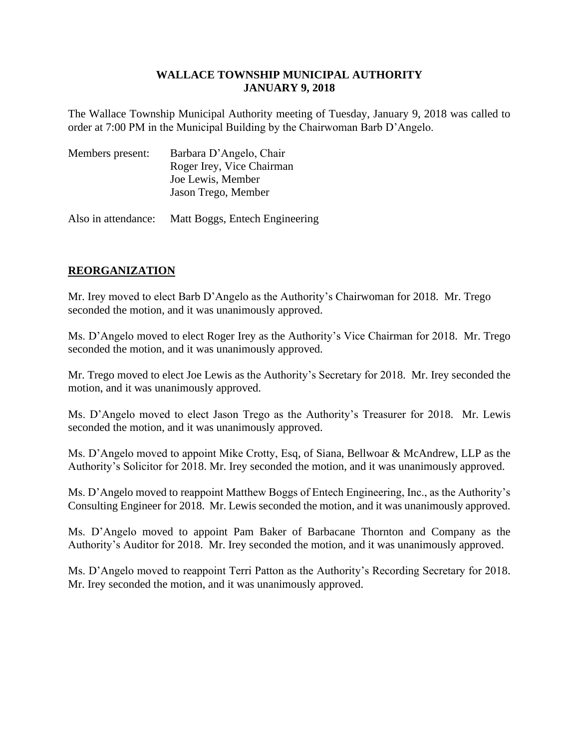# WALLACE TOWNSHIP MUNICIPAL AUTHORITY
## JANUARY 9, 2018

The Wallace Township Municipal Authority meeting of Tuesday, January 9, 2018 was called to order at 7:00 PM in the Municipal Building by the Chairwoman Barb D'Angelo.

Members present: Barbara D'Angelo, Chair
Roger Irey, Vice Chairman
Joe Lewis, Member
Jason Trego, Member

Also in attendance: Matt Boggs, Entech Engineering

## REORGANIZATION

Mr. Irey moved to elect Barb D'Angelo as the Authority's Chairwoman for 2018. Mr. Trego seconded the motion, and it was unanimously approved.

Ms. D'Angelo moved to elect Roger Irey as the Authority's Vice Chairman for 2018. Mr. Trego seconded the motion, and it was unanimously approved.

Mr. Trego moved to elect Joe Lewis as the Authority's Secretary for 2018. Mr. Irey seconded the motion, and it was unanimously approved.

Ms. D'Angelo moved to elect Jason Trego as the Authority's Treasurer for 2018. Mr. Lewis seconded the motion, and it was unanimously approved.

Ms. D'Angelo moved to appoint Mike Crotty, Esq, of Siana, Bellwoar & McAndrew, LLP as the Authority's Solicitor for 2018. Mr. Irey seconded the motion, and it was unanimously approved.

Ms. D'Angelo moved to reappoint Matthew Boggs of Entech Engineering, Inc., as the Authority's Consulting Engineer for 2018. Mr. Lewis seconded the motion, and it was unanimously approved.

Ms. D'Angelo moved to appoint Pam Baker of Barbacane Thornton and Company as the Authority's Auditor for 2018. Mr. Irey seconded the motion, and it was unanimously approved.

Ms. D'Angelo moved to reappoint Terri Patton as the Authority's Recording Secretary for 2018. Mr. Irey seconded the motion, and it was unanimously approved.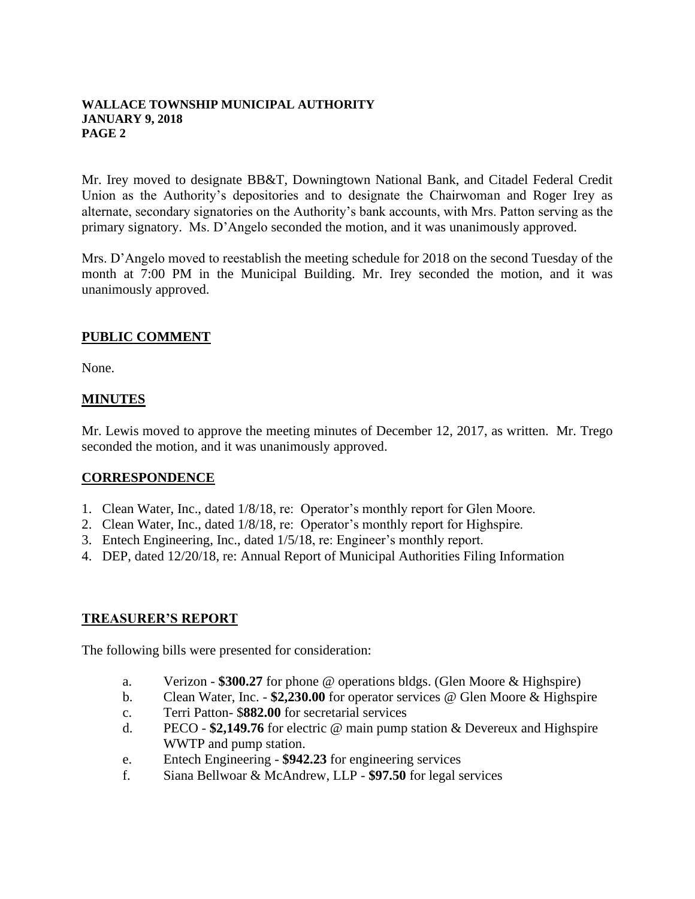Mr. Irey moved to designate BB&T, Downingtown National Bank, and Citadel Federal Credit Union as the Authority's depositories and to designate the Chairwoman and Roger Irey as alternate, secondary signatories on the Authority's bank accounts, with Mrs. Patton serving as the primary signatory. Ms. D'Angelo seconded the motion, and it was unanimously approved.

Mrs. D'Angelo moved to reestablish the meeting schedule for 2018 on the second Tuesday of the month at 7:00 PM in the Municipal Building. Mr. Irey seconded the motion, and it was unanimously approved.

## PUBLIC COMMENT

None.

## MINUTES

Mr. Lewis moved to approve the meeting minutes of December 12, 2017, as written. Mr. Trego seconded the motion, and it was unanimously approved.

## CORRESPONDENCE

1. Clean Water, Inc., dated 1/8/18, re: Operator's monthly report for Glen Moore.
2. Clean Water, Inc., dated 1/8/18, re: Operator's monthly report for Highspire.
3. Entech Engineering, Inc., dated 1/5/18, re: Engineer's monthly report.
4. DEP, dated 12/20/18, re: Annual Report of Municipal Authorities Filing Information

## TREASURER'S REPORT

The following bills were presented for consideration:

a. Verizon - **$300.27** for phone @ operations bldgs. (Glen Moore & Highspire)
b. Clean Water, Inc. - **$2,230.00** for operator services @ Glen Moore & Highspire
c. Terri Patton- $**882.00** for secretarial services
d. PECO - **$2,149.76** for electric @ main pump station & Devereux and Highspire WWTP and pump station.
e. Entech Engineering - **$942.23** for engineering services
f. Siana Bellwoar & McAndrew, LLP - **$97.50** for legal services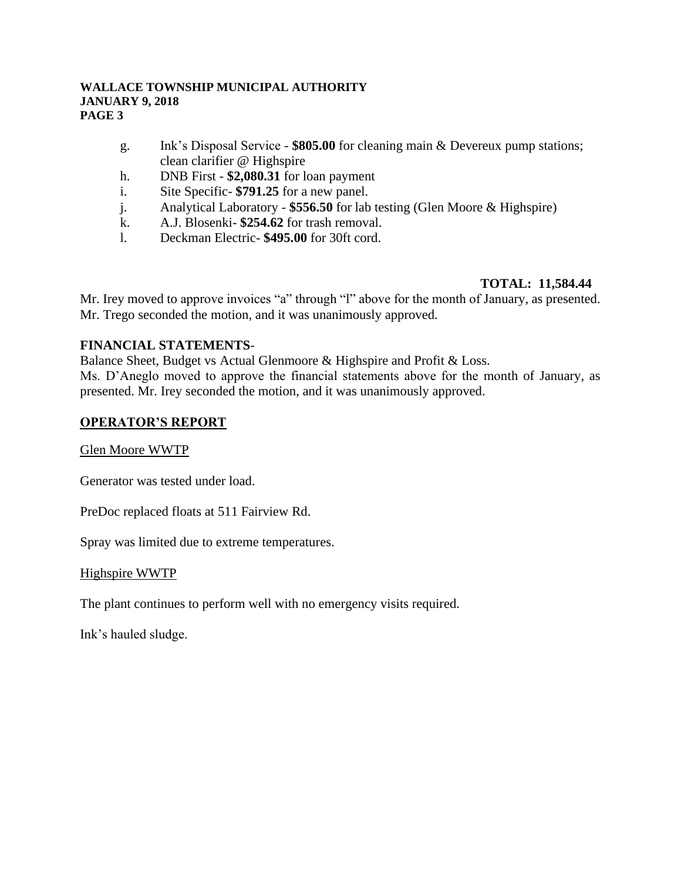g. Ink's Disposal Service - **$805.00** for cleaning main & Devereux pump stations; clean clarifier @ Highspire
h. DNB First - **$2,080.31** for loan payment
i. Site Specific- **$791.25** for a new panel.
j. Analytical Laboratory - **$556.50** for lab testing (Glen Moore & Highspire)
k. A.J. Blosenki- **$254.62** for trash removal.
l. Deckman Electric- **$495.00** for 30ft cord.

**TOTAL: 11,584.44**

Mr. Irey moved to approve invoices "a" through "l" above for the month of January, as presented. Mr. Trego seconded the motion, and it was unanimously approved.

**FINANCIAL STATEMENTS**-

Balance Sheet, Budget vs Actual Glenmoore & Highspire and Profit & Loss.

Ms. D'Aneglo moved to approve the financial statements above for the month of January, as presented. Mr. Irey seconded the motion, and it was unanimously approved.

## OPERATOR'S REPORT

Glen Moore WWTP

Generator was tested under load.

PreDoc replaced floats at 511 Fairview Rd.

Spray was limited due to extreme temperatures.

Highspire WWTP

The plant continues to perform well with no emergency visits required.

Ink's hauled sludge.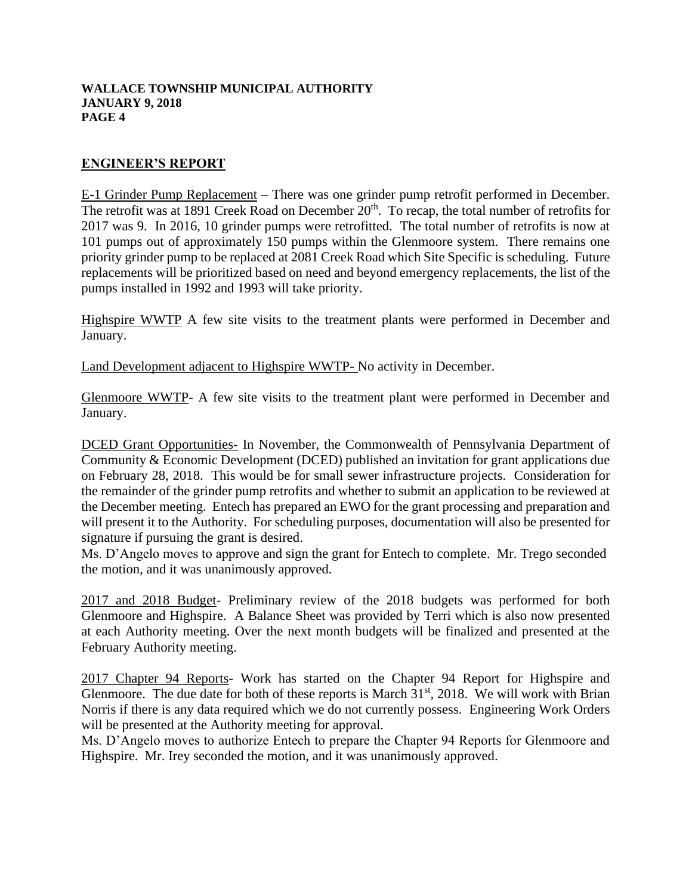## ENGINEER'S REPORT

E-1 Grinder Pump Replacement – There was one grinder pump retrofit performed in December. The retrofit was at 1891 Creek Road on December 20th. To recap, the total number of retrofits for 2017 was 9. In 2016, 10 grinder pumps were retrofitted. The total number of retrofits is now at 101 pumps out of approximately 150 pumps within the Glenmoore system. There remains one priority grinder pump to be replaced at 2081 Creek Road which Site Specific is scheduling. Future replacements will be prioritized based on need and beyond emergency replacements, the list of the pumps installed in 1992 and 1993 will take priority.

Highspire WWTP A few site visits to the treatment plants were performed in December and January.

Land Development adjacent to Highspire WWTP- No activity in December.

Glenmoore WWTP- A few site visits to the treatment plant were performed in December and January.

DCED Grant Opportunities- In November, the Commonwealth of Pennsylvania Department of Community & Economic Development (DCED) published an invitation for grant applications due on February 28, 2018. This would be for small sewer infrastructure projects. Consideration for the remainder of the grinder pump retrofits and whether to submit an application to be reviewed at the December meeting. Entech has prepared an EWO for the grant processing and preparation and will present it to the Authority. For scheduling purposes, documentation will also be presented for signature if pursuing the grant is desired.
Ms. D'Angelo moves to approve and sign the grant for Entech to complete. Mr. Trego seconded the motion, and it was unanimously approved.

2017 and 2018 Budget- Preliminary review of the 2018 budgets was performed for both Glenmoore and Highspire. A Balance Sheet was provided by Terri which is also now presented at each Authority meeting. Over the next month budgets will be finalized and presented at the February Authority meeting.

2017 Chapter 94 Reports- Work has started on the Chapter 94 Report for Highspire and Glenmoore. The due date for both of these reports is March 31st, 2018. We will work with Brian Norris if there is any data required which we do not currently possess. Engineering Work Orders will be presented at the Authority meeting for approval.
Ms. D'Angelo moves to authorize Entech to prepare the Chapter 94 Reports for Glenmoore and Highspire. Mr. Irey seconded the motion, and it was unanimously approved.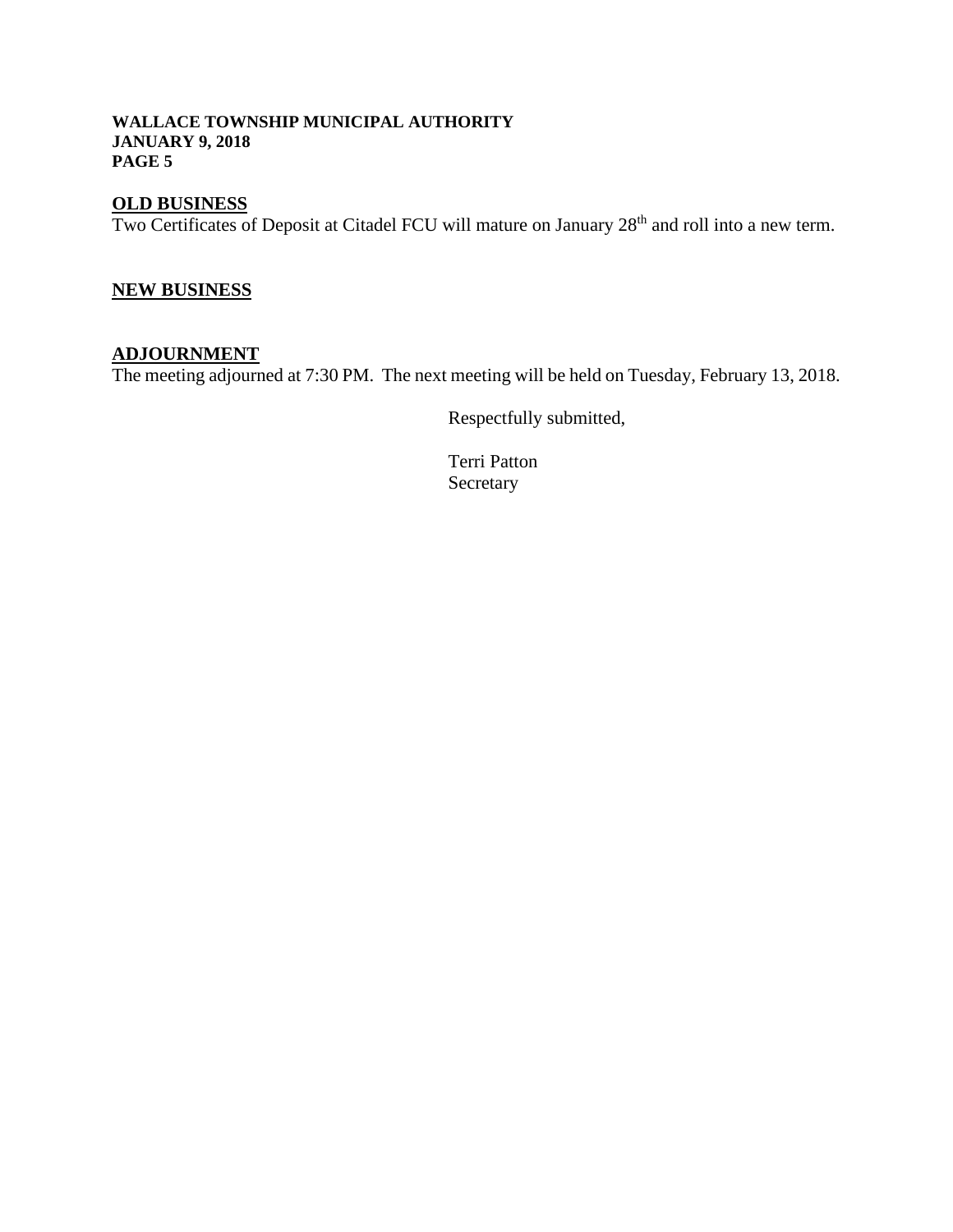## OLD BUSINESS

Two Certificates of Deposit at Citadel FCU will mature on January 28th and roll into a new term.

## NEW BUSINESS

## ADJOURNMENT

The meeting adjourned at 7:30 PM. The next meeting will be held on Tuesday, February 13, 2018.

Respectfully submitted,

Terri Patton
Secretary